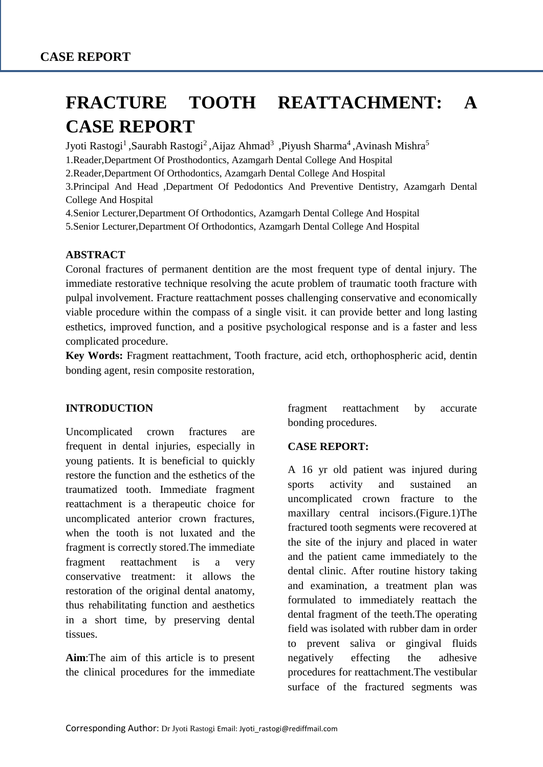CASE REPORT

# FRACTURE TOOTH REATTACHMENT: A CASE REPORT

Jyoti Rastogi[1] ,Saurabh Rastogi[2] ,Aijaz Ahmad[3] ,Piyush Sharma[4] ,Avinash Mishra[5]

1.Reader,Department Of Prosthodontics, Azamgarh Dental College And Hospital

2.Reader,Department Of Orthodontics, Azamgarh Dental College And Hospital

3.Principal And Head ,Department Of Pedodontics And Preventive Dentistry, Azamgarh Dental College And Hospital

4.Senior Lecturer,Department Of Orthodontics, Azamgarh Dental College And Hospital

5.Senior Lecturer,Department Of Orthodontics, Azamgarh Dental College And Hospital

## ABSTRACT

Coronal fractures of permanent dentition are the most frequent type of dental injury. The immediate restorative technique resolving the acute problem of traumatic tooth fracture with pulpal involvement. Fracture reattachment posses challenging conservative and economically viable procedure within the compass of a single visit. it can provide better and long lasting esthetics, improved function, and a positive psychological response and is a faster and less complicated procedure.

**Key Words:** Fragment reattachment, Tooth fracture, acid etch, orthophospheric acid, dentin bonding agent, resin composite restoration,

## INTRODUCTION

Uncomplicated crown fractures are frequent in dental injuries, especially in young patients. It is beneficial to quickly restore the function and the esthetics of the traumatized tooth. Immediate fragment reattachment is a therapeutic choice for uncomplicated anterior crown fractures, when the tooth is not luxated and the fragment is correctly stored.The immediate fragment reattachment is a very conservative treatment: it allows the restoration of the original dental anatomy, thus rehabilitating function and aesthetics in a short time, by preserving dental tissues.

**Aim**:The aim of this article is to present the clinical procedures for the immediate fragment reattachment by accurate bonding procedures.

## CASE REPORT:

A 16 yr old patient was injured during sports activity and sustained an uncomplicated crown fracture to the maxillary central incisors.(Figure.1)The fractured tooth segments were recovered at the site of the injury and placed in water and the patient came immediately to the dental clinic. After routine history taking and examination, a treatment plan was formulated to immediately reattach the dental fragment of the teeth.The operating field was isolated with rubber dam in order to prevent saliva or gingival fluids negatively effecting the adhesive procedures for reattachment.The vestibular surface of the fractured segments was

Corresponding Author: Dr Jyoti Rastogi Email: Jyoti_rastogi@rediffmail.com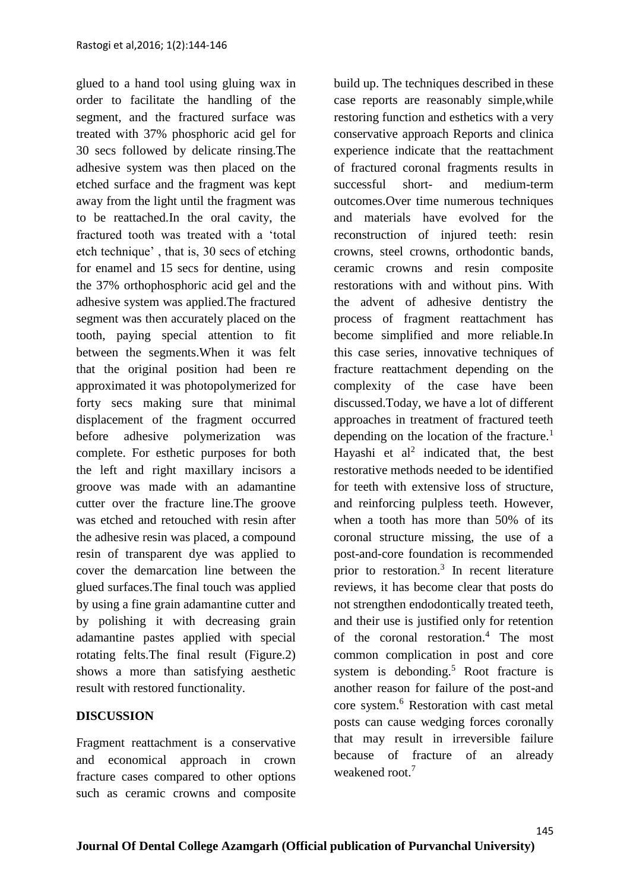glued to a hand tool using gluing wax in order to facilitate the handling of the segment, and the fractured surface was treated with 37% phosphoric acid gel for 30 secs followed by delicate rinsing.The adhesive system was then placed on the etched surface and the fragment was kept away from the light until the fragment was to be reattached.In the oral cavity, the fractured tooth was treated with a 'total etch technique' , that is, 30 secs of etching for enamel and 15 secs for dentine, using the 37% orthophosphoric acid gel and the adhesive system was applied.The fractured segment was then accurately placed on the tooth, paying special attention to fit between the segments.When it was felt that the original position had been re approximated it was photopolymerized for forty secs making sure that minimal displacement of the fragment occurred before adhesive polymerization was complete. For esthetic purposes for both the left and right maxillary incisors a groove was made with an adamantine cutter over the fracture line.The groove was etched and retouched with resin after the adhesive resin was placed, a compound resin of transparent dye was applied to cover the demarcation line between the glued surfaces.The final touch was applied by using a fine grain adamantine cutter and by polishing it with decreasing grain adamantine pastes applied with special rotating felts.The final result (Figure.2) shows a more than satisfying aesthetic result with restored functionality.

## DISCUSSION

Fragment reattachment is a conservative and economical approach in crown fracture cases compared to other options such as ceramic crowns and composite build up. The techniques described in these case reports are reasonably simple,while restoring function and esthetics with a very conservative approach Reports and clinica experience indicate that the reattachment of fractured coronal fragments results in successful short- and medium-term outcomes.Over time numerous techniques and materials have evolved for the reconstruction of injured teeth: resin crowns, steel crowns, orthodontic bands, ceramic crowns and resin composite restorations with and without pins. With the advent of adhesive dentistry the process of fragment reattachment has become simplified and more reliable.In this case series, innovative techniques of fracture reattachment depending on the complexity of the case have been discussed.Today, we have a lot of different approaches in treatment of fractured teeth depending on the location of the fracture.[1] Hayashi et al[2] indicated that, the best restorative methods needed to be identified for teeth with extensive loss of structure, and reinforcing pulpless teeth. However, when a tooth has more than 50% of its coronal structure missing, the use of a post-and-core foundation is recommended prior to restoration.[3] In recent literature reviews, it has become clear that posts do not strengthen endodontically treated teeth, and their use is justified only for retention of the coronal restoration.[4] The most common complication in post and core system is debonding.[5] Root fracture is another reason for failure of the post-and core system.[6] Restoration with cast metal posts can cause wedging forces coronally that may result in irreversible failure because of fracture of an already weakened root.[7]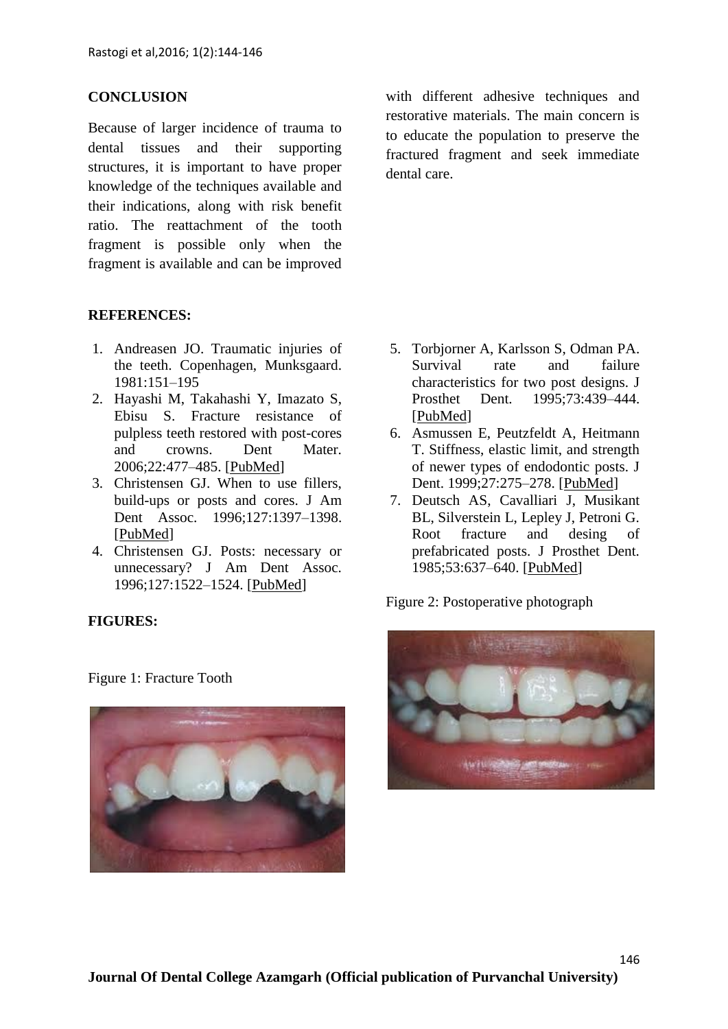## CONCLUSION

Because of larger incidence of trauma to dental tissues and their supporting structures, it is important to have proper knowledge of the techniques available and their indications, along with risk benefit ratio. The reattachment of the tooth fragment is possible only when the fragment is available and can be improved with different adhesive techniques and restorative materials. The main concern is to educate the population to preserve the fractured fragment and seek immediate dental care.

## REFERENCES:

1. Andreasen JO. Traumatic injuries of the teeth. Copenhagen, Munksgaard. 1981:151–195
2. Hayashi M, Takahashi Y, Imazato S, Ebisu S. Fracture resistance of pulpless teeth restored with post-cores and crowns. Dent Mater. 2006;22:477–485. [PubMed]
3. Christensen GJ. When to use fillers, build-ups or posts and cores. J Am Dent Assoc. 1996;127:1397–1398. [PubMed]
4. Christensen GJ. Posts: necessary or unnecessary? J Am Dent Assoc. 1996;127:1522–1524. [PubMed]
5. Torbjorner A, Karlsson S, Odman PA. Survival rate and failure characteristics for two post designs. J Prosthet Dent. 1995;73:439–444. [PubMed]
6. Asmussen E, Peutzfeldt A, Heitmann T. Stiffness, elastic limit, and strength of newer types of endodontic posts. J Dent. 1999;27:275–278. [PubMed]
7. Deutsch AS, Cavalliari J, Musikant BL, Silverstein L, Lepley J, Petroni G. Root fracture and desing of prefabricated posts. J Prosthet Dent. 1985;53:637–640. [PubMed]

## FIGURES:

Figure 1: Fracture Tooth

Figure 2: Postoperative photograph